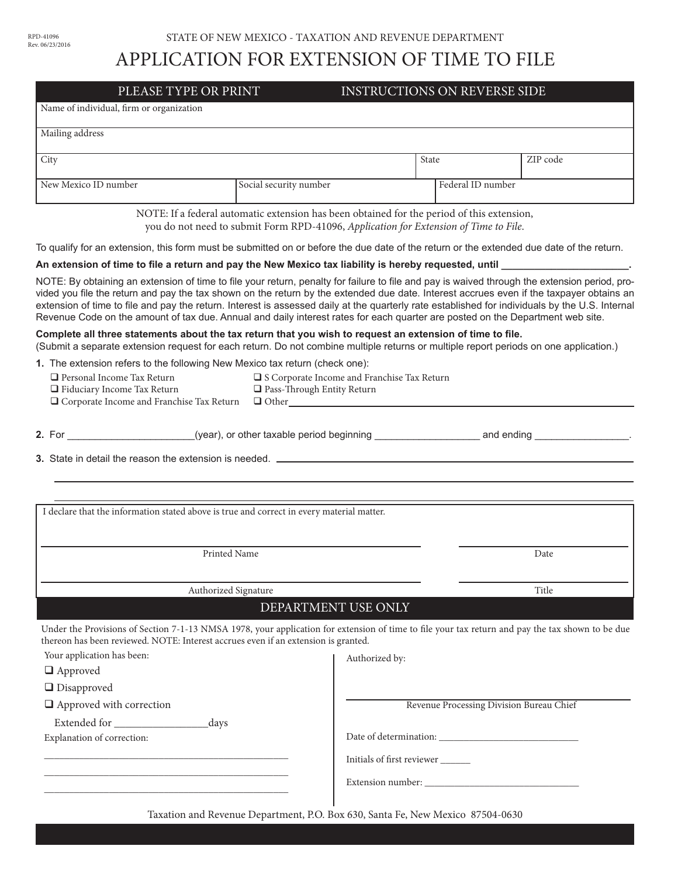RPD-41096
Rev. 06/23/2016

STATE OF NEW MEXICO - TAXATION AND REVENUE DEPARTMENT

# APPLICATION FOR EXTENSION OF TIME TO FILE

| PLEASE TYPE OR PRINT | | INSTRUCTIONS ON REVERSE SIDE |
|---|---|---|
| Name of individual, firm or organization | | |
| Mailing address | | |
| City | State | ZIP code |
| New Mexico ID number | Social security number | Federal ID number |

NOTE: If a federal automatic extension has been obtained for the period of this extension, you do not need to submit Form RPD-41096, *Application for Extension of Time to File*.

To qualify for an extension, this form must be submitted on or before the due date of the return or the extended due date of the return.

**An extension of time to file a return and pay the New Mexico tax liability is hereby requested, until ______________________.**

NOTE: By obtaining an extension of time to file your return, penalty for failure to file and pay is waived through the extension period, provided you file the return and pay the tax shown on the return by the extended due date. Interest accrues even if the taxpayer obtains an extension of time to file and pay the return. Interest is assessed daily at the quarterly rate established for individuals by the U.S. Internal Revenue Code on the amount of tax due. Annual and daily interest rates for each quarter are posted on the Department web site.

**Complete all three statements about the tax return that you wish to request an extension of time to file.**
(Submit a separate extension request for each return. Do not combine multiple returns or multiple report periods on one application.)

**1.** The extension refers to the following New Mexico tax return (check one):

- ❑ Personal Income Tax Return
- ❑ Fiduciary Income Tax Return
- ❑ Corporate Income and Franchise Tax Return
- ❑ S Corporate Income and Franchise Tax Return
- ❑ Pass-Through Entity Return
- ❑ Other ______________________

**2.** For ______________________(year), or other taxable period beginning __________________ and ending ________________.

**3.** State in detail the reason the extension is needed. ______________________

______________________

______________________

I declare that the information stated above is true and correct in every material matter.

______________________ Printed Name ______________________ Date

______________________ Authorized Signature ______________________ Title

## DEPARTMENT USE ONLY

Under the Provisions of Section 7-1-13 NMSA 1978, your application for extension of time to file your tax return and pay the tax shown to be due thereon has been reviewed. NOTE: Interest accrues even if an extension is granted.

Your application has been:

- ❑ Approved
- ❑ Disapproved
- ❑ Approved with correction

Extended for ________________days

Explanation of correction:

______________________

______________________

______________________

Authorized by:

______________________
Revenue Processing Division Bureau Chief

Date of determination: ______________________

Initials of first reviewer ______

Extension number: ______________________

Taxation and Revenue Department, P.O. Box 630, Santa Fe, New Mexico 87504-0630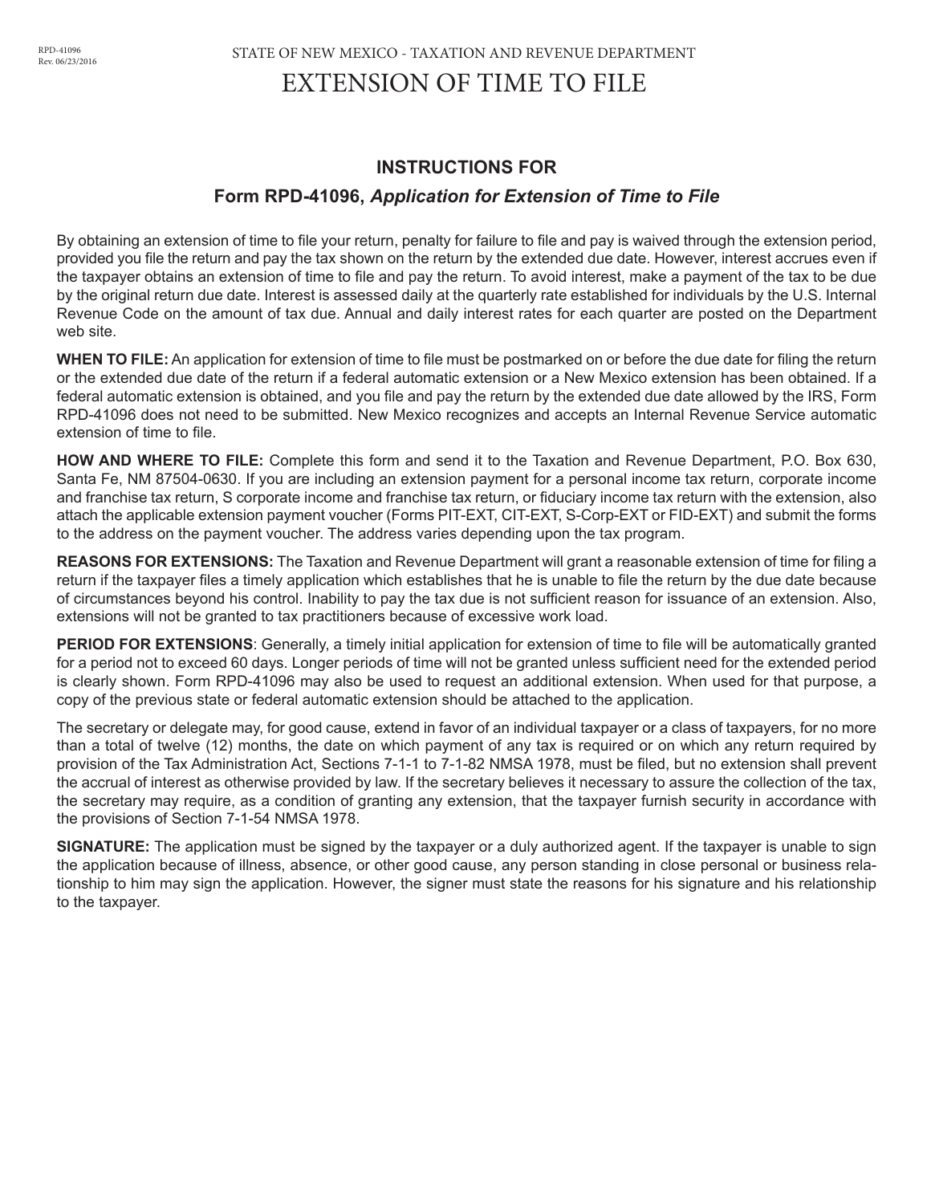RPD-41096
Rev. 06/23/2016

STATE OF NEW MEXICO - TAXATION AND REVENUE DEPARTMENT

# EXTENSION OF TIME TO FILE

## INSTRUCTIONS FOR
## Form RPD-41096, *Application for Extension of Time to File*

By obtaining an extension of time to file your return, penalty for failure to file and pay is waived through the extension period, provided you file the return and pay the tax shown on the return by the extended due date. However, interest accrues even if the taxpayer obtains an extension of time to file and pay the return. To avoid interest, make a payment of the tax to be due by the original return due date. Interest is assessed daily at the quarterly rate established for individuals by the U.S. Internal Revenue Code on the amount of tax due. Annual and daily interest rates for each quarter are posted on the Department web site.

**WHEN TO FILE:** An application for extension of time to file must be postmarked on or before the due date for filing the return or the extended due date of the return if a federal automatic extension or a New Mexico extension has been obtained. If a federal automatic extension is obtained, and you file and pay the return by the extended due date allowed by the IRS, Form RPD-41096 does not need to be submitted. New Mexico recognizes and accepts an Internal Revenue Service automatic extension of time to file.

**HOW AND WHERE TO FILE:** Complete this form and send it to the Taxation and Revenue Department, P.O. Box 630, Santa Fe, NM 87504-0630. If you are including an extension payment for a personal income tax return, corporate income and franchise tax return, S corporate income and franchise tax return, or fiduciary income tax return with the extension, also attach the applicable extension payment voucher (Forms PIT-EXT, CIT-EXT, S-Corp-EXT or FID-EXT) and submit the forms to the address on the payment voucher. The address varies depending upon the tax program.

**REASONS FOR EXTENSIONS:** The Taxation and Revenue Department will grant a reasonable extension of time for filing a return if the taxpayer files a timely application which establishes that he is unable to file the return by the due date because of circumstances beyond his control. Inability to pay the tax due is not sufficient reason for issuance of an extension. Also, extensions will not be granted to tax practitioners because of excessive work load.

**PERIOD FOR EXTENSIONS**: Generally, a timely initial application for extension of time to file will be automatically granted for a period not to exceed 60 days. Longer periods of time will not be granted unless sufficient need for the extended period is clearly shown. Form RPD-41096 may also be used to request an additional extension. When used for that purpose, a copy of the previous state or federal automatic extension should be attached to the application.

The secretary or delegate may, for good cause, extend in favor of an individual taxpayer or a class of taxpayers, for no more than a total of twelve (12) months, the date on which payment of any tax is required or on which any return required by provision of the Tax Administration Act, Sections 7-1-1 to 7-1-82 NMSA 1978, must be filed, but no extension shall prevent the accrual of interest as otherwise provided by law. If the secretary believes it necessary to assure the collection of the tax, the secretary may require, as a condition of granting any extension, that the taxpayer furnish security in accordance with the provisions of Section 7-1-54 NMSA 1978.

**SIGNATURE:** The application must be signed by the taxpayer or a duly authorized agent. If the taxpayer is unable to sign the application because of illness, absence, or other good cause, any person standing in close personal or business relationship to him may sign the application. However, the signer must state the reasons for his signature and his relationship to the taxpayer.